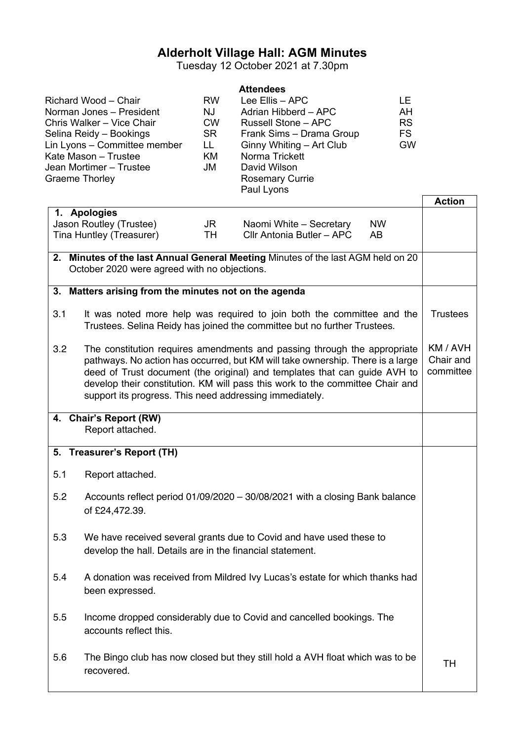# Alderholt Village Hall: AGM Minutes

Tuesday 12 October 2021 at 7.30pm

**Attendees**

| | | | |
|---|---|---|---|
| Richard Wood – Chair | RW | Lee Ellis – APC | LE |
| Norman Jones – President | NJ | Adrian Hibberd – APC | AH |
| Chris Walker – Vice Chair | CW | Russell Stone – APC | RS |
| Selina Reidy – Bookings | SR | Frank Sims – Drama Group | FS |
| Lin Lyons – Committee member | LL | Ginny Whiting – Art Club | GW |
| Kate Mason – Trustee | KM | Norma Trickett | |
| Jean Mortimer – Trustee | JM | David Wilson | |
| Graeme Thorley | | Rosemary Currie | |
| | | Paul Lyons | |

| | **Action** |
|---|---|
| **1. Apologies**<br>Jason Routley (Trustee) JR — Naomi White – Secretary NW<br>Tina Huntley (Treasurer) TH — Cllr Antonia Butler – APC AB | |
| **2. Minutes of the last Annual General Meeting** Minutes of the last AGM held on 20 October 2020 were agreed with no objections. | |
| **3. Matters arising from the minutes not on the agenda** | |
| 3.1 It was noted more help was required to join both the committee and the Trustees. Selina Reidy has joined the committee but no further Trustees. | Trustees |
| 3.2 The constitution requires amendments and passing through the appropriate pathways. No action has occurred, but KM will take ownership. There is a large deed of Trust document (the original) and templates that can guide AVH to develop their constitution. KM will pass this work to the committee Chair and support its progress. This need addressing immediately. | KM / AVH Chair and committee |
| **4. Chair's Report (RW)**<br>Report attached. | |
| **5. Treasurer's Report (TH)** | |
| 5.1 Report attached. | |
| 5.2 Accounts reflect period 01/09/2020 – 30/08/2021 with a closing Bank balance of £24,472.39. | |
| 5.3 We have received several grants due to Covid and have used these to develop the hall. Details are in the financial statement. | |
| 5.4 A donation was received from Mildred Ivy Lucas's estate for which thanks had been expressed. | |
| 5.5 Income dropped considerably due to Covid and cancelled bookings. The accounts reflect this. | |
| 5.6 The Bingo club has now closed but they still hold a AVH float which was to be recovered. | TH |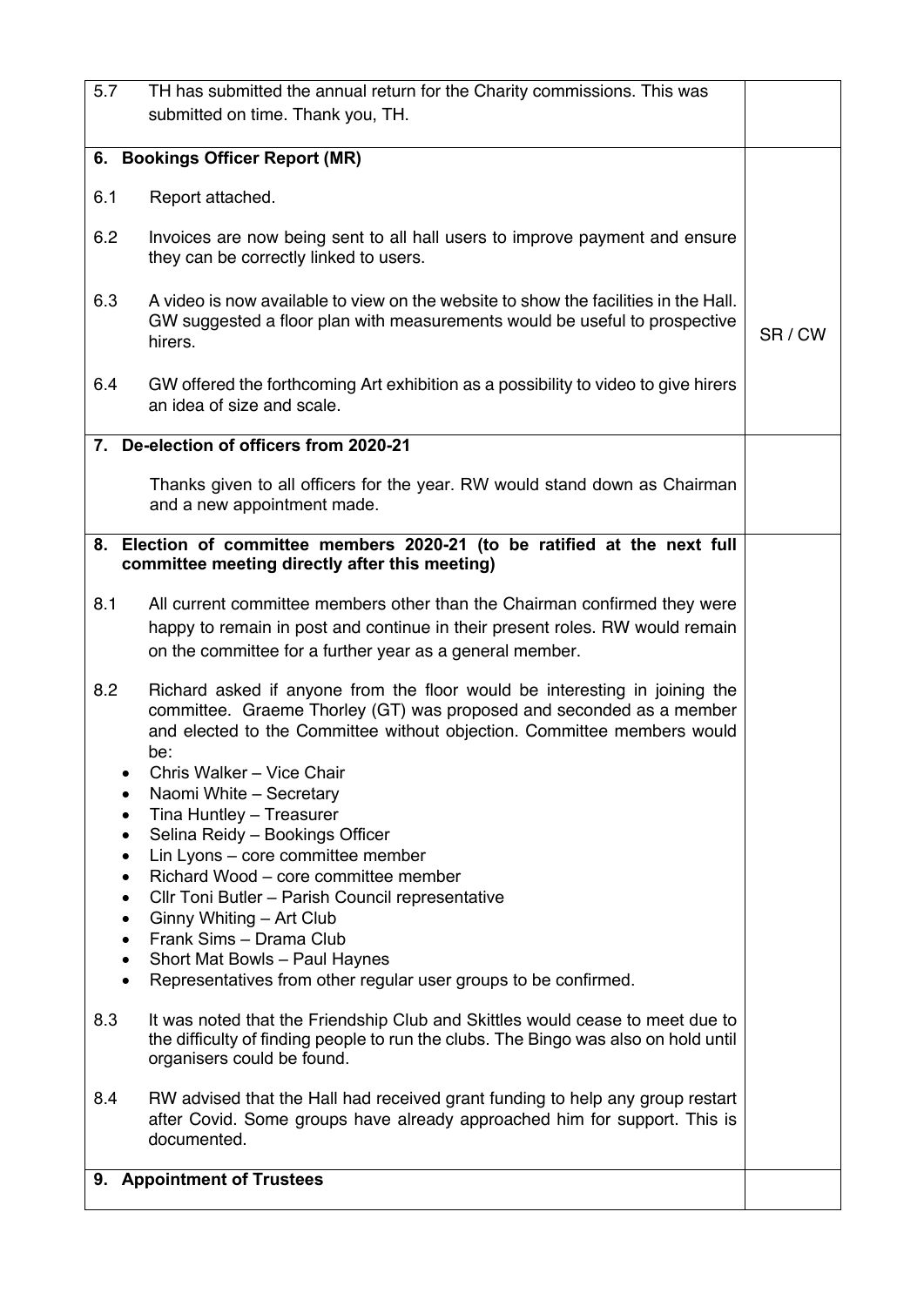| | | |
|---|---|---|
| 5.7 | TH has submitted the annual return for the Charity commissions. This was submitted on time. Thank you, TH. | |
| **6.** | **Bookings Officer Report (MR)** | |
| 6.1 | Report attached. | |
| 6.2 | Invoices are now being sent to all hall users to improve payment and ensure they can be correctly linked to users. | |
| 6.3 | A video is now available to view on the website to show the facilities in the Hall. GW suggested a floor plan with measurements would be useful to prospective hirers. | SR / CW |
| 6.4 | GW offered the forthcoming Art exhibition as a possibility to video to give hirers an idea of size and scale. | |
| **7.** | **De-election of officers from 2020-21** | |
| | Thanks given to all officers for the year. RW would stand down as Chairman and a new appointment made. | |
| **8.** | **Election of committee members 2020-21 (to be ratified at the next full committee meeting directly after this meeting)** | |
| 8.1 | All current committee members other than the Chairman confirmed they were happy to remain in post and continue in their present roles. RW would remain on the committee for a further year as a general member. | |
| 8.2 | Richard asked if anyone from the floor would be interesting in joining the committee. Graeme Thorley (GT) was proposed and seconded as a member and elected to the Committee without objection. Committee members would be:<br>• Chris Walker – Vice Chair<br>• Naomi White – Secretary<br>• Tina Huntley – Treasurer<br>• Selina Reidy – Bookings Officer<br>• Lin Lyons – core committee member<br>• Richard Wood – core committee member<br>• Cllr Toni Butler – Parish Council representative<br>• Ginny Whiting – Art Club<br>• Frank Sims – Drama Club<br>• Short Mat Bowls – Paul Haynes<br>• Representatives from other regular user groups to be confirmed. | |
| 8.3 | It was noted that the Friendship Club and Skittles would cease to meet due to the difficulty of finding people to run the clubs. The Bingo was also on hold until organisers could be found. | |
| 8.4 | RW advised that the Hall had received grant funding to help any group restart after Covid. Some groups have already approached him for support. This is documented. | |
| **9.** | **Appointment of Trustees** | |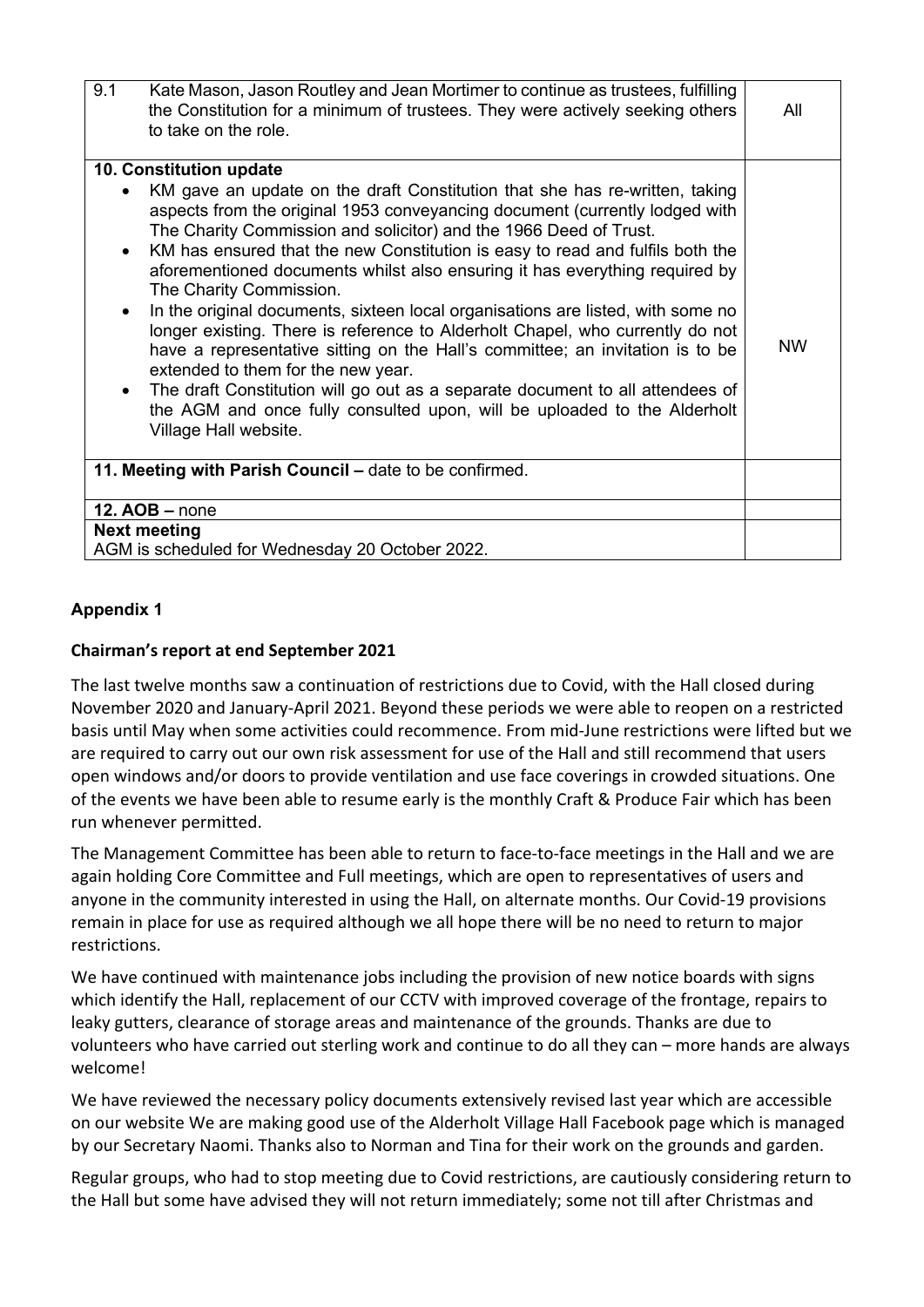| | |
|---|---|
| 9.1 Kate Mason, Jason Routley and Jean Mortimer to continue as trustees, fulfilling the Constitution for a minimum of trustees. They were actively seeking others to take on the role. | All |
| **10. Constitution update**<br>• KM gave an update on the draft Constitution that she has re-written, taking aspects from the original 1953 conveyancing document (currently lodged with The Charity Commission and solicitor) and the 1966 Deed of Trust.<br>• KM has ensured that the new Constitution is easy to read and fulfils both the aforementioned documents whilst also ensuring it has everything required by The Charity Commission.<br>• In the original documents, sixteen local organisations are listed, with some no longer existing. There is reference to Alderholt Chapel, who currently do not have a representative sitting on the Hall's committee; an invitation is to be extended to them for the new year.<br>• The draft Constitution will go out as a separate document to all attendees of the AGM and once fully consulted upon, will be uploaded to the Alderholt Village Hall website. | NW |
| **11. Meeting with Parish Council –** date to be confirmed. | |
| **12. AOB –** none | |
| **Next meeting**<br>AGM is scheduled for Wednesday 20 October 2022. | |

## Appendix 1

### Chairman's report at end September 2021

The last twelve months saw a continuation of restrictions due to Covid, with the Hall closed during November 2020 and January-April 2021. Beyond these periods we were able to reopen on a restricted basis until May when some activities could recommence. From mid-June restrictions were lifted but we are required to carry out our own risk assessment for use of the Hall and still recommend that users open windows and/or doors to provide ventilation and use face coverings in crowded situations. One of the events we have been able to resume early is the monthly Craft & Produce Fair which has been run whenever permitted.

The Management Committee has been able to return to face-to-face meetings in the Hall and we are again holding Core Committee and Full meetings, which are open to representatives of users and anyone in the community interested in using the Hall, on alternate months. Our Covid-19 provisions remain in place for use as required although we all hope there will be no need to return to major restrictions.

We have continued with maintenance jobs including the provision of new notice boards with signs which identify the Hall, replacement of our CCTV with improved coverage of the frontage, repairs to leaky gutters, clearance of storage areas and maintenance of the grounds. Thanks are due to volunteers who have carried out sterling work and continue to do all they can – more hands are always welcome!

We have reviewed the necessary policy documents extensively revised last year which are accessible on our website We are making good use of the Alderholt Village Hall Facebook page which is managed by our Secretary Naomi. Thanks also to Norman and Tina for their work on the grounds and garden.

Regular groups, who had to stop meeting due to Covid restrictions, are cautiously considering return to the Hall but some have advised they will not return immediately; some not till after Christmas and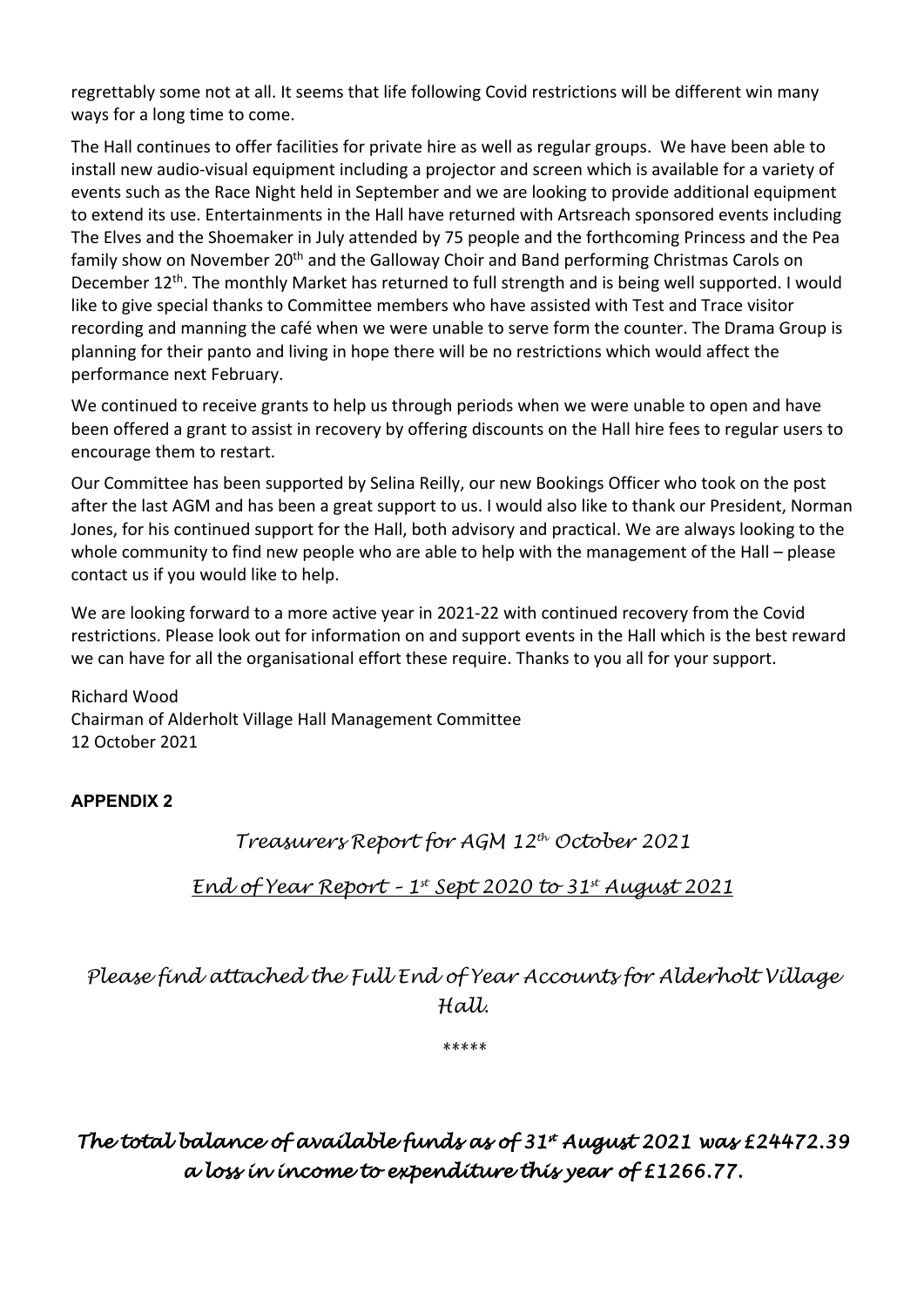regrettably some not at all. It seems that life following Covid restrictions will be different win many ways for a long time to come.

The Hall continues to offer facilities for private hire as well as regular groups. We have been able to install new audio-visual equipment including a projector and screen which is available for a variety of events such as the Race Night held in September and we are looking to provide additional equipment to extend its use. Entertainments in the Hall have returned with Artsreach sponsored events including The Elves and the Shoemaker in July attended by 75 people and the forthcoming Princess and the Pea family show on November 20th and the Galloway Choir and Band performing Christmas Carols on December 12th. The monthly Market has returned to full strength and is being well supported. I would like to give special thanks to Committee members who have assisted with Test and Trace visitor recording and manning the café when we were unable to serve form the counter. The Drama Group is planning for their panto and living in hope there will be no restrictions which would affect the performance next February.

We continued to receive grants to help us through periods when we were unable to open and have been offered a grant to assist in recovery by offering discounts on the Hall hire fees to regular users to encourage them to restart.

Our Committee has been supported by Selina Reilly, our new Bookings Officer who took on the post after the last AGM and has been a great support to us. I would also like to thank our President, Norman Jones, for his continued support for the Hall, both advisory and practical. We are always looking to the whole community to find new people who are able to help with the management of the Hall – please contact us if you would like to help.

We are looking forward to a more active year in 2021-22 with continued recovery from the Covid restrictions. Please look out for information on and support events in the Hall which is the best reward we can have for all the organisational effort these require. Thanks to you all for your support.

Richard Wood
Chairman of Alderholt Village Hall Management Committee
12 October 2021

**APPENDIX 2**

*Treasurers Report for AGM 12th October 2021*

*End of Year Report – 1st Sept 2020 to 31st August 2021*

*Please find attached the Full End of Year Accounts for Alderholt Village Hall.*

*****

***The total balance of available funds as of 31st August 2021 was £24472.39 a loss in income to expenditure this year of £1266.77.***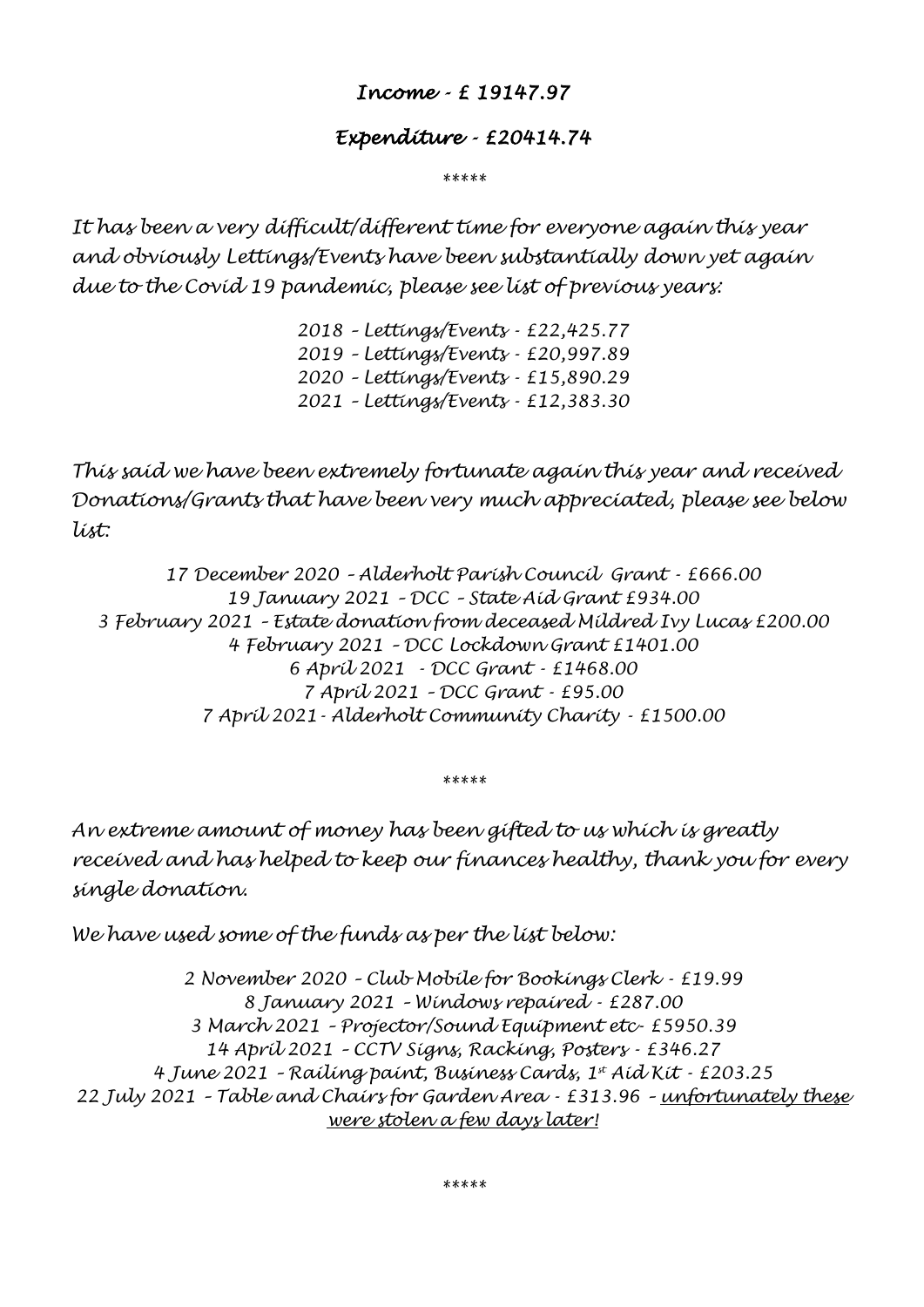*Income - £ 19147.97*

*Expenditure - £20414.74*

*****

*It has been a very difficult/different time for everyone again this year and obviously Lettings/Events have been substantially down yet again due to the Covid 19 pandemic, please see list of previous years:*

*2018 – Lettings/Events - £22,425.77*
*2019 – Lettings/Events - £20,997.89*
*2020 – Lettings/Events - £15,890.29*
*2021 – Lettings/Events - £12,383.30*

*This said we have been extremely fortunate again this year and received Donations/Grants that have been very much appreciated, please see below list:*

*17 December 2020 – Alderholt Parish Council Grant - £666.00*
*19 January 2021 – DCC – State Aid Grant £934.00*
*3 February 2021 – Estate donation from deceased Mildred Ivy Lucas £200.00*
*4 February 2021 – DCC Lockdown Grant £1401.00*
*6 April 2021 - DCC Grant - £1468.00*
*7 April 2021 – DCC Grant - £95.00*
*7 April 2021 - Alderholt Community Charity - £1500.00*

*****

*An extreme amount of money has been gifted to us which is greatly received and has helped to keep our finances healthy, thank you for every single donation.*

*We have used some of the funds as per the list below:*

*2 November 2020 – Club Mobile for Bookings Clerk - £19.99*
*8 January 2021 – Windows repaired - £287.00*
*3 March 2021 – Projector/Sound Equipment etc- £5950.39*
*14 April 2021 – CCTV Signs, Racking, Posters - £346.27*
*4 June 2021 – Railing paint, Business Cards, 1st Aid Kit - £203.25*
*22 July 2021 – Table and Chairs for Garden Area - £313.96 – unfortunately these were stolen a few days later!*

*****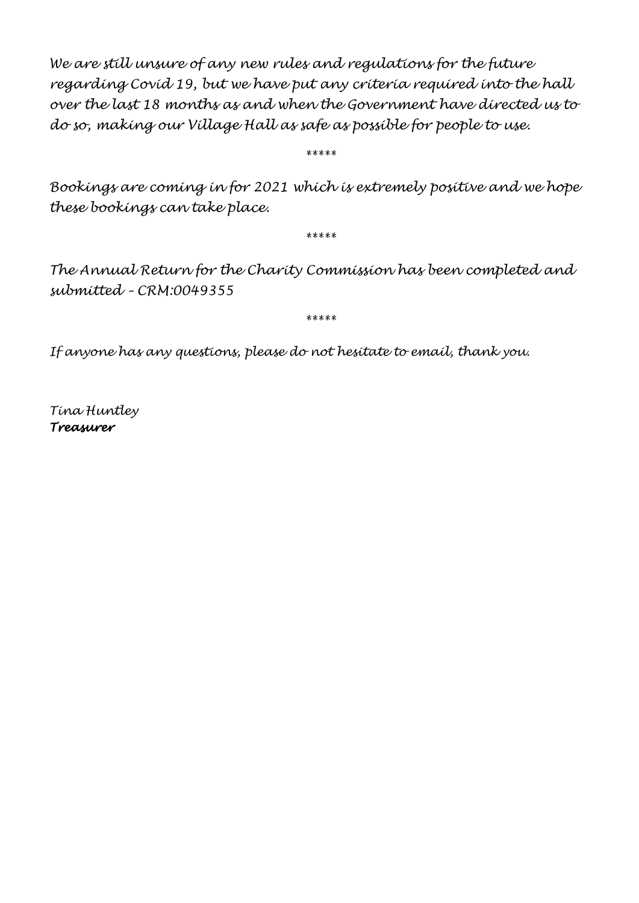*We are still unsure of any new rules and regulations for the future regarding Covid 19, but we have put any criteria required into the hall over the last 18 months as and when the Government have directed us to do so, making our Village Hall as safe as possible for people to use.*

*****

*Bookings are coming in for 2021 which is extremely positive and we hope these bookings can take place.*

*****

*The Annual Return for the Charity Commission has been completed and submitted – CRM:0049355*

*****

*If anyone has any questions, please do not hesitate to email, thank you.*

*Tina Huntley*
***Treasurer***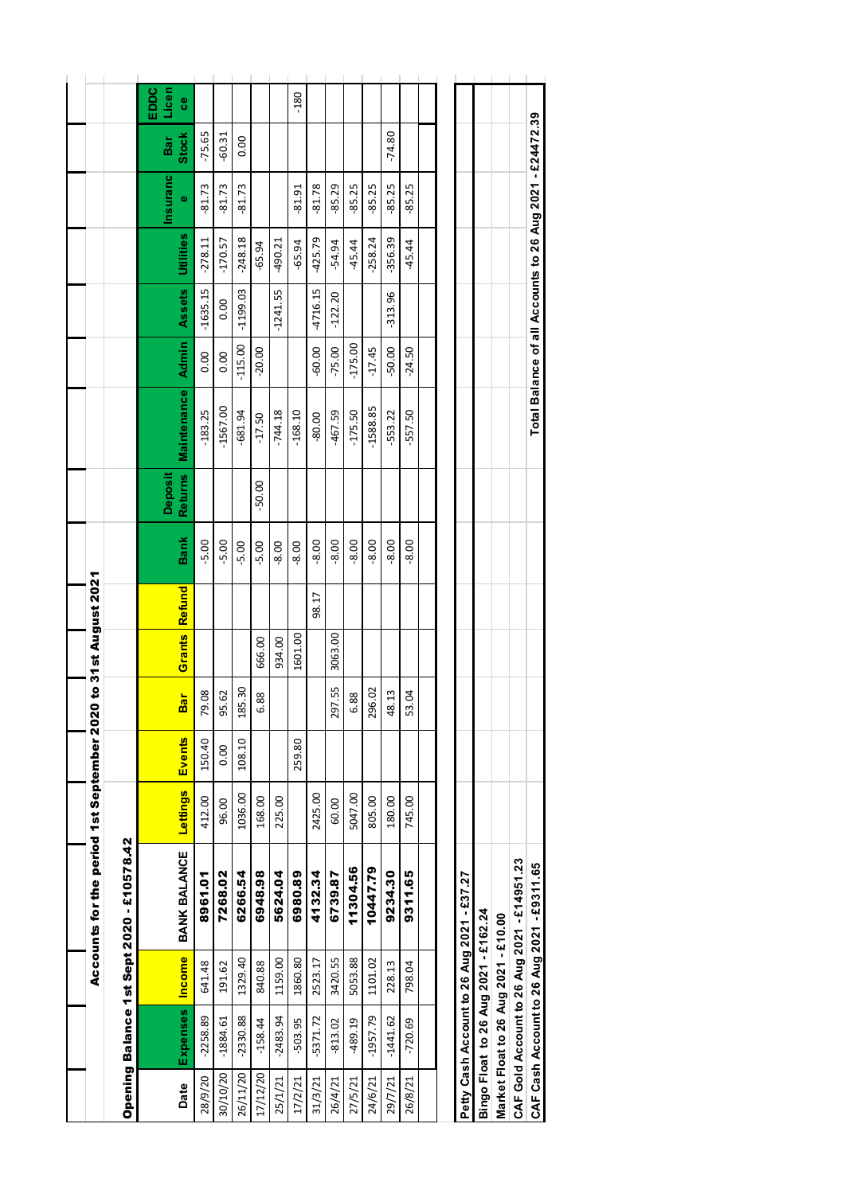## Accounts for the period 1st September 2020 to 31st August 2021

**Opening Balance 1st Sept 2020 - £10578.42**

| Date | Expenses | Income | BANK BALANCE | Lettings | Events | Bar | Grants | Refund | Bank | Deposit Returns | Maintenance | Admin | Assets | Utilities | Insurance | Bar Stock | EDDC Licence |
|---|---|---|---|---|---|---|---|---|---|---|---|---|---|---|---|---|---|
| 28/9/20 | -2258.89 | 641.48 | **8961.01** | 412.00 | 150.40 | 79.08 | | | -5.00 | | -183.25 | 0.00 | -1635.15 | -278.11 | -81.73 | -75.65 | |
| 30/10/20 | -1884.61 | 191.62 | **7268.02** | 96.00 | 0.00 | 95.62 | | | -5.00 | | -1567.00 | 0.00 | 0.00 | -170.57 | -81.73 | -60.31 | |
| 26/11/20 | -2330.88 | 1329.40 | **6266.54** | 1036.00 | 108.10 | 185.30 | | | -5.00 | | -681.94 | -115.00 | -1199.03 | -248.18 | -81.73 | 0.00 | |
| 17/12/20 | -158.44 | 840.88 | **6948.98** | 168.00 | | 6.88 | 666.00 | | -5.00 | -50.00 | -17.50 | -20.00 | | -65.94 | | | |
| 25/1/21 | -2483.94 | 1159.00 | **5624.04** | 225.00 | | | 934.00 | | -8.00 | | -744.18 | | -1241.55 | -490.21 | | | |
| 17/2/21 | -503.95 | 1860.80 | **6980.89** | | 259.80 | | 1601.00 | | -8.00 | | -168.10 | | | -65.94 | -81.91 | | -180 |
| 31/3/21 | -5371.72 | 2523.17 | **4132.34** | 2425.00 | | | | 98.17 | -8.00 | | -80.00 | -60.00 | -4716.15 | -425.79 | -81.78 | | |
| 26/4/21 | -813.02 | 3420.55 | **6739.87** | 60.00 | | 297.55 | 3063.00 | | -8.00 | | -467.59 | -75.00 | -122.20 | -54.94 | -85.29 | | |
| 27/5/21 | -489.19 | 5053.88 | **11304.56** | 5047.00 | | 6.88 | | | -8.00 | | -175.50 | -175.00 | | -45.44 | -85.25 | | |
| 24/6/21 | -1957.79 | 1101.02 | **10447.79** | 805.00 | | 296.02 | | | -8.00 | | -1588.85 | -17.45 | | -258.24 | -85.25 | | |
| 29/7/21 | -1441.62 | 228.13 | **9234.30** | 180.00 | | 48.13 | | | -8.00 | | -553.22 | -50.00 | -313.96 | -356.39 | -85.25 | -74.80 | |
| 26/8/21 | -720.69 | 798.04 | **9311.65** | 745.00 | | 53.04 | | | -8.00 | | -557.50 | -24.50 | | -45.44 | -85.25 | | |

**Petty Cash Account to 26 Aug 2021 - £37.27**
**Bingo Float to 26 Aug 2021 - £162.24**
**Market Float to 26 Aug 2021 - £10.00**
**CAF Gold Account to 26 Aug 2021 - £14951.23**
**CAF Cash Account to 26 Aug 2021 - £9311.65**

**Total Balance of all Accounts to 26 Aug 2021 - £24472.39**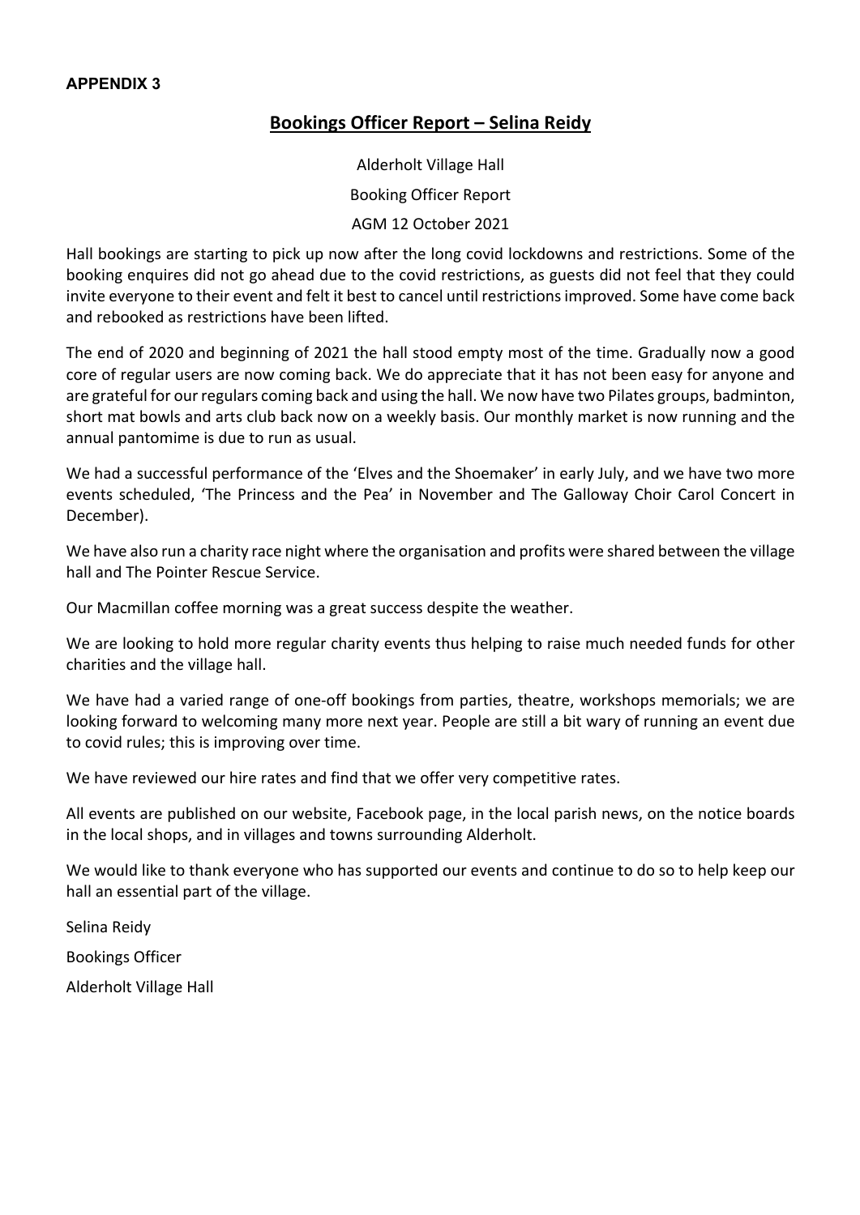**APPENDIX 3**

## Bookings Officer Report – Selina Reidy

Alderholt Village Hall

Booking Officer Report

AGM 12 October 2021

Hall bookings are starting to pick up now after the long covid lockdowns and restrictions. Some of the booking enquires did not go ahead due to the covid restrictions, as guests did not feel that they could invite everyone to their event and felt it best to cancel until restrictions improved. Some have come back and rebooked as restrictions have been lifted.

The end of 2020 and beginning of 2021 the hall stood empty most of the time. Gradually now a good core of regular users are now coming back. We do appreciate that it has not been easy for anyone and are grateful for our regulars coming back and using the hall. We now have two Pilates groups, badminton, short mat bowls and arts club back now on a weekly basis. Our monthly market is now running and the annual pantomime is due to run as usual.

We had a successful performance of the 'Elves and the Shoemaker' in early July, and we have two more events scheduled, 'The Princess and the Pea' in November and The Galloway Choir Carol Concert in December).

We have also run a charity race night where the organisation and profits were shared between the village hall and The Pointer Rescue Service.

Our Macmillan coffee morning was a great success despite the weather.

We are looking to hold more regular charity events thus helping to raise much needed funds for other charities and the village hall.

We have had a varied range of one-off bookings from parties, theatre, workshops memorials; we are looking forward to welcoming many more next year. People are still a bit wary of running an event due to covid rules; this is improving over time.

We have reviewed our hire rates and find that we offer very competitive rates.

All events are published on our website, Facebook page, in the local parish news, on the notice boards in the local shops, and in villages and towns surrounding Alderholt.

We would like to thank everyone who has supported our events and continue to do so to help keep our hall an essential part of the village.

Selina Reidy

Bookings Officer

Alderholt Village Hall